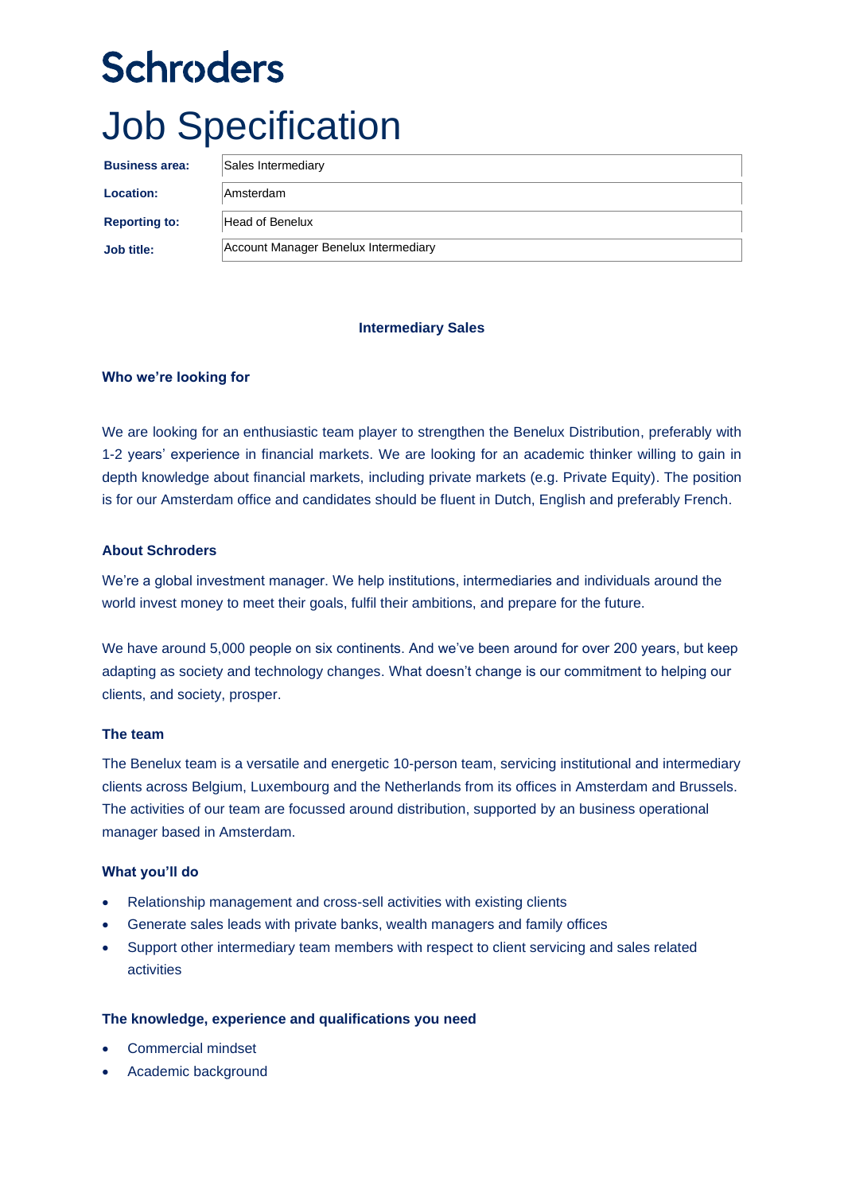# Schroders

# Job Specification

| | |
|---|---|
| **Business area:** | Sales Intermediary |
| **Location:** | Amsterdam |
| **Reporting to:** | Head of Benelux |
| **Job title:** | Account Manager Benelux Intermediary |

**Intermediary Sales**

### Who we're looking for

We are looking for an enthusiastic team player to strengthen the Benelux Distribution, preferably with 1-2 years' experience in financial markets. We are looking for an academic thinker willing to gain in depth knowledge about financial markets, including private markets (e.g. Private Equity). The position is for our Amsterdam office and candidates should be fluent in Dutch, English and preferably French.

### About Schroders

We're a global investment manager. We help institutions, intermediaries and individuals around the world invest money to meet their goals, fulfil their ambitions, and prepare for the future.

We have around 5,000 people on six continents. And we've been around for over 200 years, but keep adapting as society and technology changes. What doesn't change is our commitment to helping our clients, and society, prosper.

### The team

The Benelux team is a versatile and energetic 10-person team, servicing institutional and intermediary clients across Belgium, Luxembourg and the Netherlands from its offices in Amsterdam and Brussels. The activities of our team are focussed around distribution, supported by an business operational manager based in Amsterdam.

### What you'll do

- Relationship management and cross-sell activities with existing clients
- Generate sales leads with private banks, wealth managers and family offices
- Support other intermediary team members with respect to client servicing and sales related activities

### The knowledge, experience and qualifications you need

- Commercial mindset
- Academic background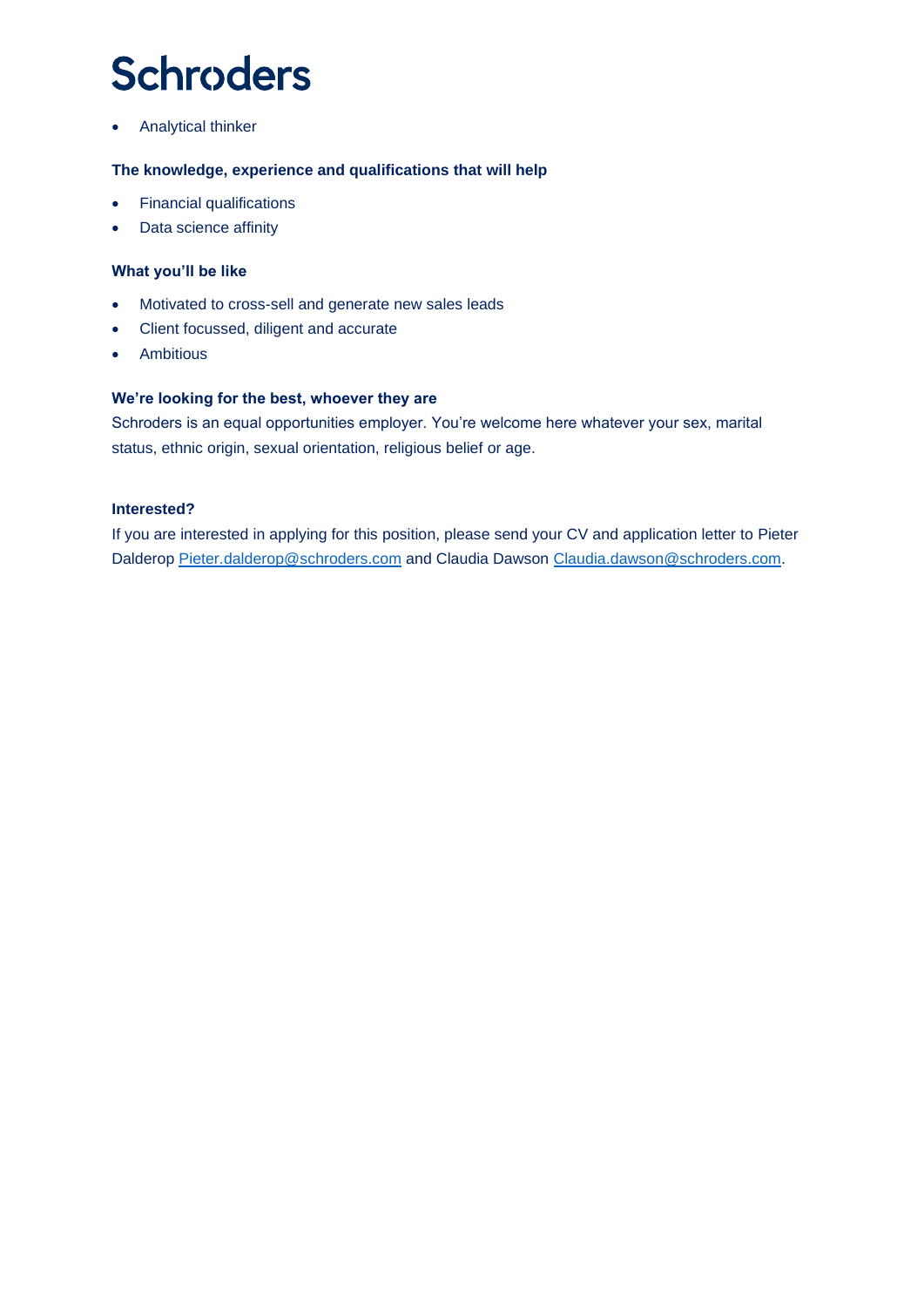- Analytical thinker

**The knowledge, experience and qualifications that will help**

- Financial qualifications
- Data science affinity

**What you'll be like**

- Motivated to cross-sell and generate new sales leads
- Client focussed, diligent and accurate
- Ambitious

**We're looking for the best, whoever they are**

Schroders is an equal opportunities employer. You're welcome here whatever your sex, marital status, ethnic origin, sexual orientation, religious belief or age.

**Interested?**

If you are interested in applying for this position, please send your CV and application letter to Pieter Dalderop Pieter.dalderop@schroders.com and Claudia Dawson Claudia.dawson@schroders.com.